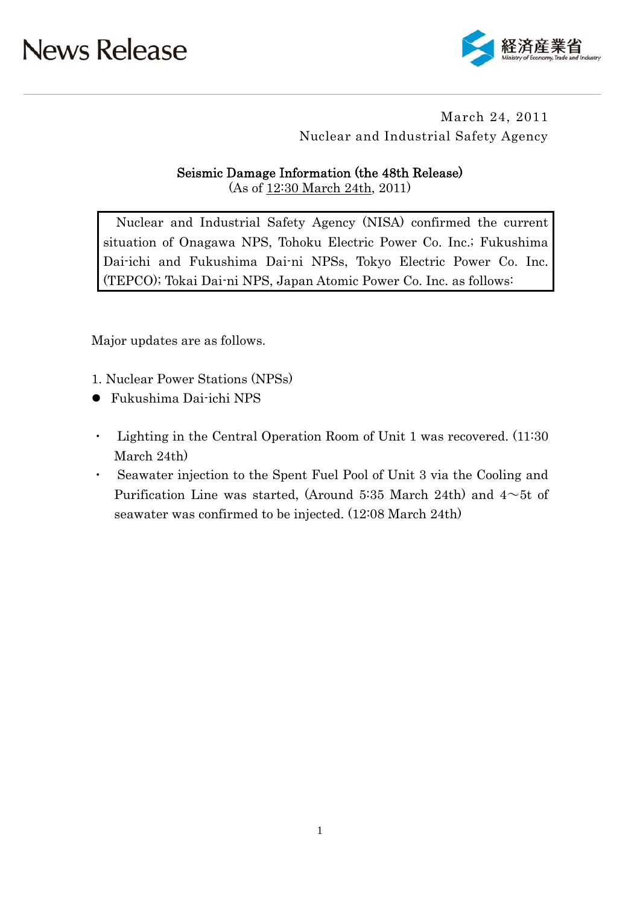# News Release

経済産業省
Ministry of Economy, Trade and Industry

March 24, 2011
Nuclear and Industrial Safety Agency

## Seismic Damage Information (the 48th Release)

(As of 12:30 March 24th, 2011)

Nuclear and Industrial Safety Agency (NISA) confirmed the current situation of Onagawa NPS, Tohoku Electric Power Co. Inc.; Fukushima Dai-ichi and Fukushima Dai-ni NPSs, Tokyo Electric Power Co. Inc. (TEPCO); Tokai Dai-ni NPS, Japan Atomic Power Co. Inc. as follows:

Major updates are as follows.

1. Nuclear Power Stations (NPSs)

- Fukushima Dai-ichi NPS

  - Lighting in the Central Operation Room of Unit 1 was recovered. (11:30 March 24th)
  - Seawater injection to the Spent Fuel Pool of Unit 3 via the Cooling and Purification Line was started, (Around 5:35 March 24th) and 4～5t of seawater was confirmed to be injected. (12:08 March 24th)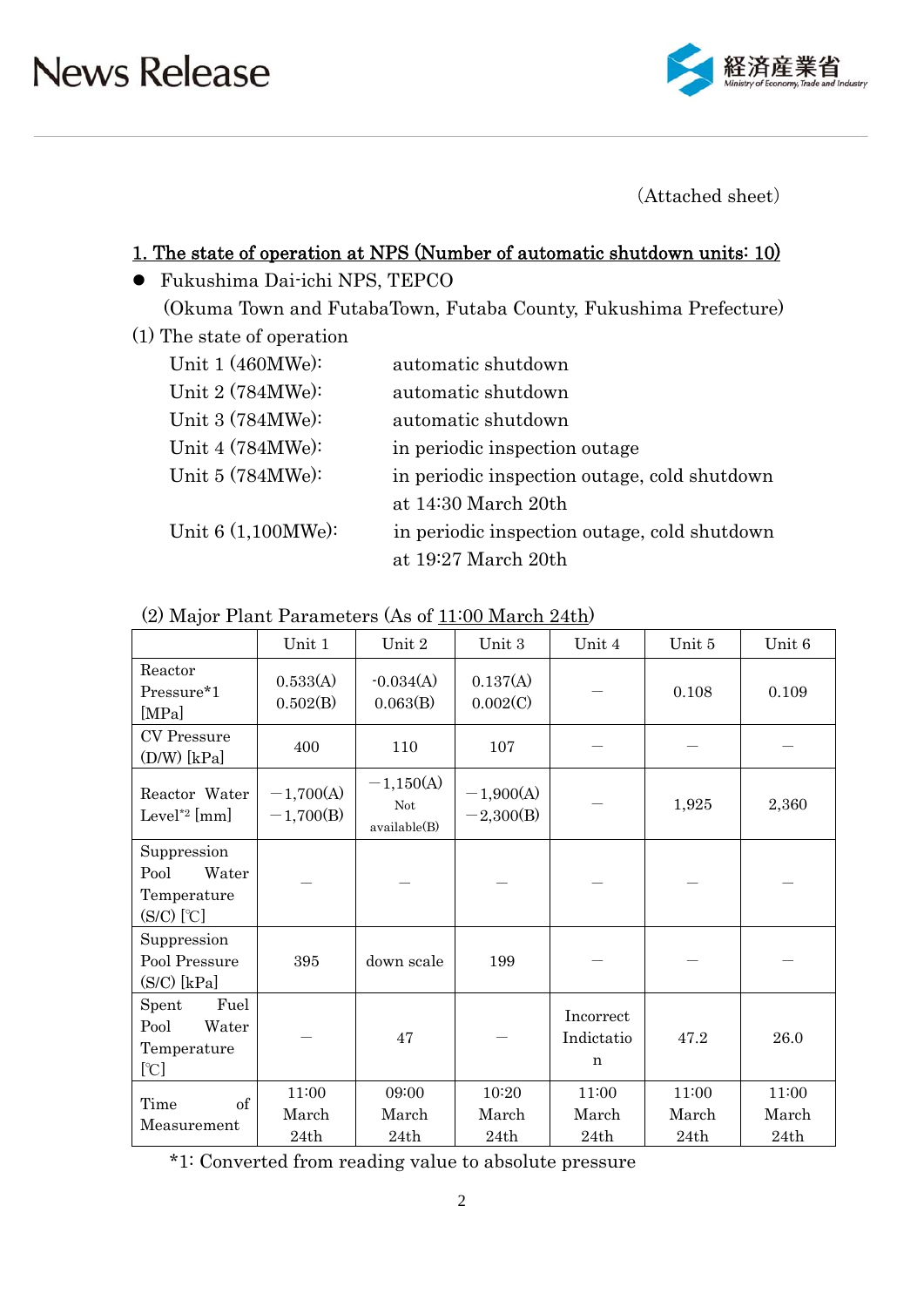(Attached sheet)

## 1. The state of operation at NPS (Number of automatic shutdown units: 10)

- Fukushima Dai-ichi NPS, TEPCO
  (Okuma Town and FutabaTown, Futaba County, Fukushima Prefecture)

(1) The state of operation

| | |
|---|---|
| Unit 1 (460MWe): | automatic shutdown |
| Unit 2 (784MWe): | automatic shutdown |
| Unit 3 (784MWe): | automatic shutdown |
| Unit 4 (784MWe): | in periodic inspection outage |
| Unit 5 (784MWe): | in periodic inspection outage, cold shutdown at 14:30 March 20th |
| Unit 6 (1,100MWe): | in periodic inspection outage, cold shutdown at 19:27 March 20th |

(2) Major Plant Parameters (As of 11:00 March 24th)

| | Unit 1 | Unit 2 | Unit 3 | Unit 4 | Unit 5 | Unit 6 |
|---|---|---|---|---|---|---|
| Reactor Pressure*1 [MPa] | 0.533(A) 0.502(B) | -0.034(A) 0.063(B) | 0.137(A) 0.002(C) | — | 0.108 | 0.109 |
| CV Pressure (D/W) [kPa] | 400 | 110 | 107 | — | — | — |
| Reactor Water Level*2 [mm] | −1,700(A) −1,700(B) | −1,150(A) Not available(B) | −1,900(A) −2,300(B) | — | 1,925 | 2,360 |
| Suppression Pool Water Temperature (S/C) [℃] | — | — | — | — | — | — |
| Suppression Pool Pressure (S/C) [kPa] | 395 | down scale | 199 | — | — | — |
| Spent Fuel Pool Water Temperature [℃] | — | 47 | — | Incorrect Indictation | 47.2 | 26.0 |
| Time of Measurement | 11:00 March 24th | 09:00 March 24th | 10:20 March 24th | 11:00 March 24th | 11:00 March 24th | 11:00 March 24th |

*1: Converted from reading value to absolute pressure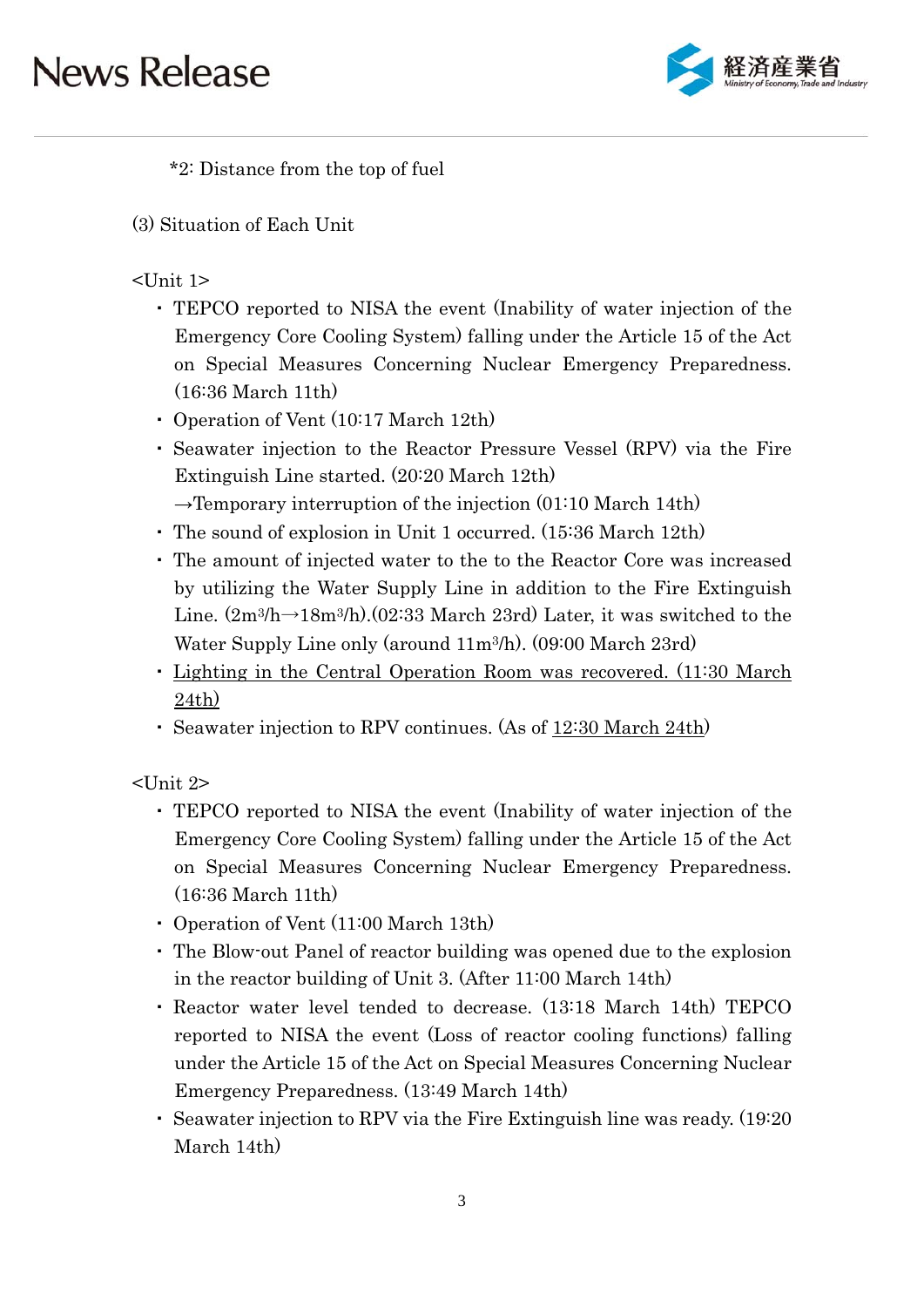*2: Distance from the top of fuel

(3) Situation of Each Unit

<Unit 1>

- TEPCO reported to NISA the event (Inability of water injection of the Emergency Core Cooling System) falling under the Article 15 of the Act on Special Measures Concerning Nuclear Emergency Preparedness. (16:36 March 11th)
- Operation of Vent (10:17 March 12th)
- Seawater injection to the Reactor Pressure Vessel (RPV) via the Fire Extinguish Line started. (20:20 March 12th)
  →Temporary interruption of the injection (01:10 March 14th)
- The sound of explosion in Unit 1 occurred. (15:36 March 12th)
- The amount of injected water to the to the Reactor Core was increased by utilizing the Water Supply Line in addition to the Fire Extinguish Line. ($2m^3/h \rightarrow 18m^3/h$).(02:33 March 23rd) Later, it was switched to the Water Supply Line only (around $11m^3/h$). (09:00 March 23rd)
- <u>Lighting in the Central Operation Room was recovered. (11:30 March 24th)</u>
- Seawater injection to RPV continues. (As of <u>12:30 March 24th</u>)

<Unit 2>

- TEPCO reported to NISA the event (Inability of water injection of the Emergency Core Cooling System) falling under the Article 15 of the Act on Special Measures Concerning Nuclear Emergency Preparedness. (16:36 March 11th)
- Operation of Vent (11:00 March 13th)
- The Blow-out Panel of reactor building was opened due to the explosion in the reactor building of Unit 3. (After 11:00 March 14th)
- Reactor water level tended to decrease. (13:18 March 14th) TEPCO reported to NISA the event (Loss of reactor cooling functions) falling under the Article 15 of the Act on Special Measures Concerning Nuclear Emergency Preparedness. (13:49 March 14th)
- Seawater injection to RPV via the Fire Extinguish line was ready. (19:20 March 14th)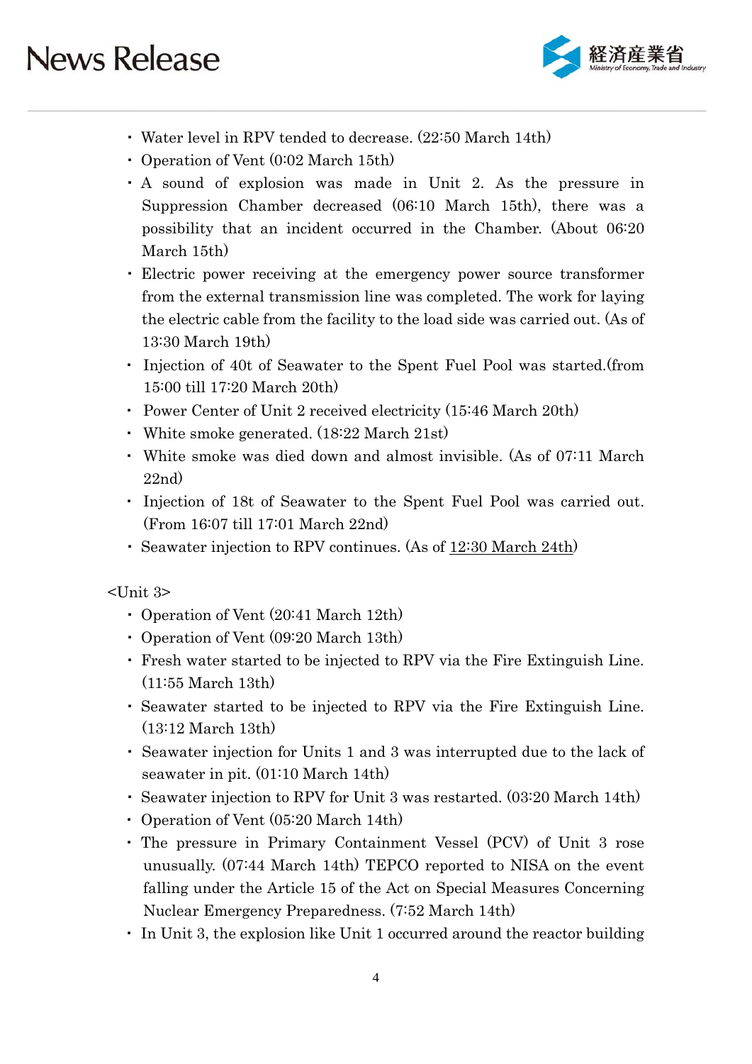- Water level in RPV tended to decrease. (22:50 March 14th)
- Operation of Vent (0:02 March 15th)
- A sound of explosion was made in Unit 2. As the pressure in Suppression Chamber decreased (06:10 March 15th), there was a possibility that an incident occurred in the Chamber. (About 06:20 March 15th)
- Electric power receiving at the emergency power source transformer from the external transmission line was completed. The work for laying the electric cable from the facility to the load side was carried out. (As of 13:30 March 19th)
- Injection of 40t of Seawater to the Spent Fuel Pool was started.(from 15:00 till 17:20 March 20th)
- Power Center of Unit 2 received electricity (15:46 March 20th)
- White smoke generated. (18:22 March 21st)
- White smoke was died down and almost invisible. (As of 07:11 March 22nd)
- Injection of 18t of Seawater to the Spent Fuel Pool was carried out. (From 16:07 till 17:01 March 22nd)
- Seawater injection to RPV continues. (As of 12:30 March 24th)

<Unit 3>

- Operation of Vent (20:41 March 12th)
- Operation of Vent (09:20 March 13th)
- Fresh water started to be injected to RPV via the Fire Extinguish Line. (11:55 March 13th)
- Seawater started to be injected to RPV via the Fire Extinguish Line. (13:12 March 13th)
- Seawater injection for Units 1 and 3 was interrupted due to the lack of seawater in pit. (01:10 March 14th)
- Seawater injection to RPV for Unit 3 was restarted. (03:20 March 14th)
- Operation of Vent (05:20 March 14th)
- The pressure in Primary Containment Vessel (PCV) of Unit 3 rose unusually. (07:44 March 14th) TEPCO reported to NISA on the event falling under the Article 15 of the Act on Special Measures Concerning Nuclear Emergency Preparedness. (7:52 March 14th)
- In Unit 3, the explosion like Unit 1 occurred around the reactor building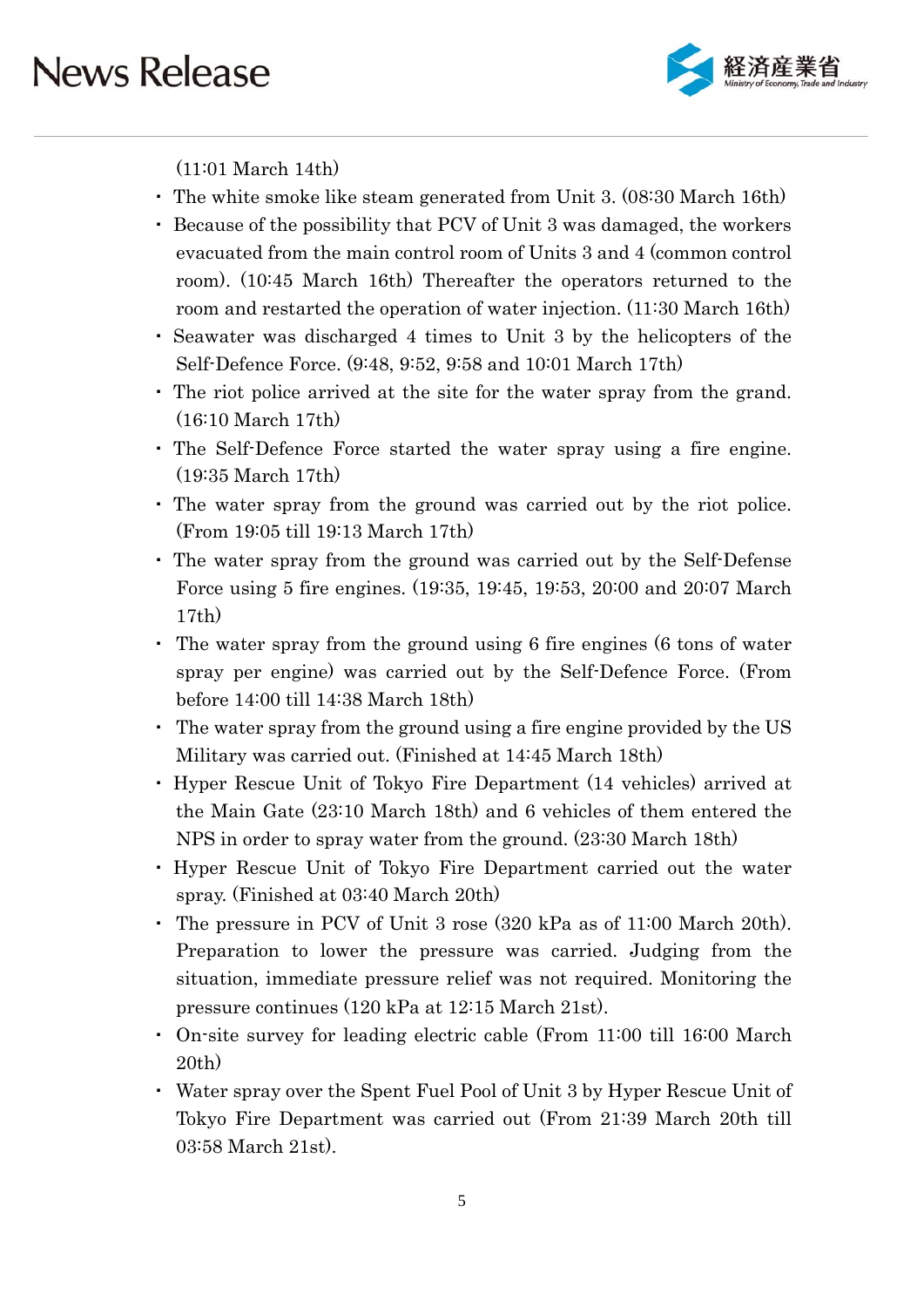(11:01 March 14th)

- The white smoke like steam generated from Unit 3. (08:30 March 16th)
- Because of the possibility that PCV of Unit 3 was damaged, the workers evacuated from the main control room of Units 3 and 4 (common control room). (10:45 March 16th) Thereafter the operators returned to the room and restarted the operation of water injection. (11:30 March 16th)
- Seawater was discharged 4 times to Unit 3 by the helicopters of the Self-Defence Force. (9:48, 9:52, 9:58 and 10:01 March 17th)
- The riot police arrived at the site for the water spray from the grand. (16:10 March 17th)
- The Self-Defence Force started the water spray using a fire engine. (19:35 March 17th)
- The water spray from the ground was carried out by the riot police. (From 19:05 till 19:13 March 17th)
- The water spray from the ground was carried out by the Self-Defense Force using 5 fire engines. (19:35, 19:45, 19:53, 20:00 and 20:07 March 17th)
- The water spray from the ground using 6 fire engines (6 tons of water spray per engine) was carried out by the Self-Defence Force. (From before 14:00 till 14:38 March 18th)
- The water spray from the ground using a fire engine provided by the US Military was carried out. (Finished at 14:45 March 18th)
- Hyper Rescue Unit of Tokyo Fire Department (14 vehicles) arrived at the Main Gate (23:10 March 18th) and 6 vehicles of them entered the NPS in order to spray water from the ground. (23:30 March 18th)
- Hyper Rescue Unit of Tokyo Fire Department carried out the water spray. (Finished at 03:40 March 20th)
- The pressure in PCV of Unit 3 rose (320 kPa as of 11:00 March 20th). Preparation to lower the pressure was carried. Judging from the situation, immediate pressure relief was not required. Monitoring the pressure continues (120 kPa at 12:15 March 21st).
- On-site survey for leading electric cable (From 11:00 till 16:00 March 20th)
- Water spray over the Spent Fuel Pool of Unit 3 by Hyper Rescue Unit of Tokyo Fire Department was carried out (From 21:39 March 20th till 03:58 March 21st).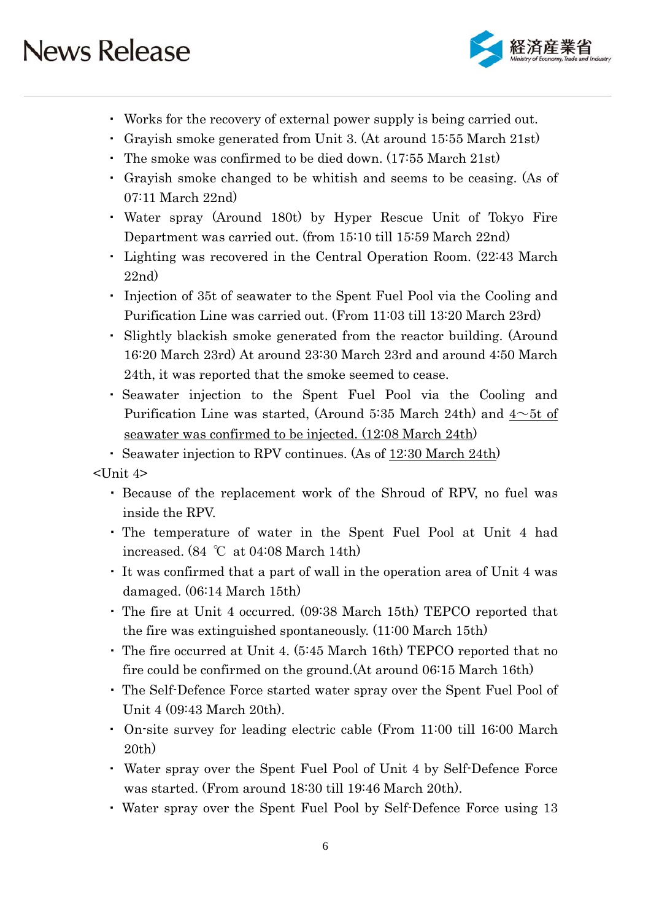- Works for the recovery of external power supply is being carried out.
- Grayish smoke generated from Unit 3. (At around 15:55 March 21st)
- The smoke was confirmed to be died down. (17:55 March 21st)
- Grayish smoke changed to be whitish and seems to be ceasing. (As of 07:11 March 22nd)
- Water spray (Around 180t) by Hyper Rescue Unit of Tokyo Fire Department was carried out. (from 15:10 till 15:59 March 22nd)
- Lighting was recovered in the Central Operation Room. (22:43 March 22nd)
- Injection of 35t of seawater to the Spent Fuel Pool via the Cooling and Purification Line was carried out. (From 11:03 till 13:20 March 23rd)
- Slightly blackish smoke generated from the reactor building. (Around 16:20 March 23rd) At around 23:30 March 23rd and around 4:50 March 24th, it was reported that the smoke seemed to cease.
- Seawater injection to the Spent Fuel Pool via the Cooling and Purification Line was started, (Around 5:35 March 24th) and <u>4～5t of seawater was confirmed to be injected. (12:08 March 24th</u>)
- Seawater injection to RPV continues. (As of <u>12:30 March 24th</u>)

<Unit 4>

- Because of the replacement work of the Shroud of RPV, no fuel was inside the RPV.
- The temperature of water in the Spent Fuel Pool at Unit 4 had increased. (84 ℃ at 04:08 March 14th)
- It was confirmed that a part of wall in the operation area of Unit 4 was damaged. (06:14 March 15th)
- The fire at Unit 4 occurred. (09:38 March 15th) TEPCO reported that the fire was extinguished spontaneously. (11:00 March 15th)
- The fire occurred at Unit 4. (5:45 March 16th) TEPCO reported that no fire could be confirmed on the ground.(At around 06:15 March 16th)
- The Self-Defence Force started water spray over the Spent Fuel Pool of Unit 4 (09:43 March 20th).
- On-site survey for leading electric cable (From 11:00 till 16:00 March 20th)
- Water spray over the Spent Fuel Pool of Unit 4 by Self-Defence Force was started. (From around 18:30 till 19:46 March 20th).
- Water spray over the Spent Fuel Pool by Self-Defence Force using 13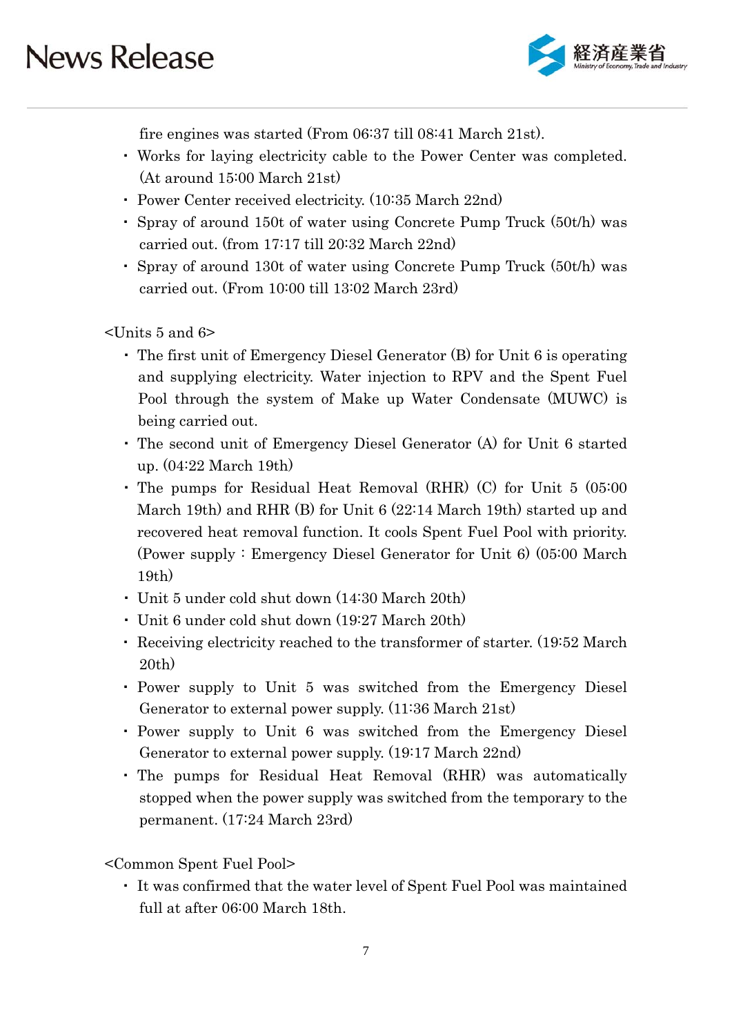fire engines was started (From 06:37 till 08:41 March 21st).

- Works for laying electricity cable to the Power Center was completed. (At around 15:00 March 21st)
- Power Center received electricity. (10:35 March 22nd)
- Spray of around 150t of water using Concrete Pump Truck (50t/h) was carried out. (from 17:17 till 20:32 March 22nd)
- Spray of around 130t of water using Concrete Pump Truck (50t/h) was carried out. (From 10:00 till 13:02 March 23rd)

<Units 5 and 6>

- The first unit of Emergency Diesel Generator (B) for Unit 6 is operating and supplying electricity. Water injection to RPV and the Spent Fuel Pool through the system of Make up Water Condensate (MUWC) is being carried out.
- The second unit of Emergency Diesel Generator (A) for Unit 6 started up. (04:22 March 19th)
- The pumps for Residual Heat Removal (RHR) (C) for Unit 5 (05:00 March 19th) and RHR (B) for Unit 6 (22:14 March 19th) started up and recovered heat removal function. It cools Spent Fuel Pool with priority. (Power supply : Emergency Diesel Generator for Unit 6) (05:00 March 19th)
- Unit 5 under cold shut down (14:30 March 20th)
- Unit 6 under cold shut down (19:27 March 20th)
- Receiving electricity reached to the transformer of starter. (19:52 March 20th)
- Power supply to Unit 5 was switched from the Emergency Diesel Generator to external power supply. (11:36 March 21st)
- Power supply to Unit 6 was switched from the Emergency Diesel Generator to external power supply. (19:17 March 22nd)
- The pumps for Residual Heat Removal (RHR) was automatically stopped when the power supply was switched from the temporary to the permanent. (17:24 March 23rd)

<Common Spent Fuel Pool>

- It was confirmed that the water level of Spent Fuel Pool was maintained full at after 06:00 March 18th.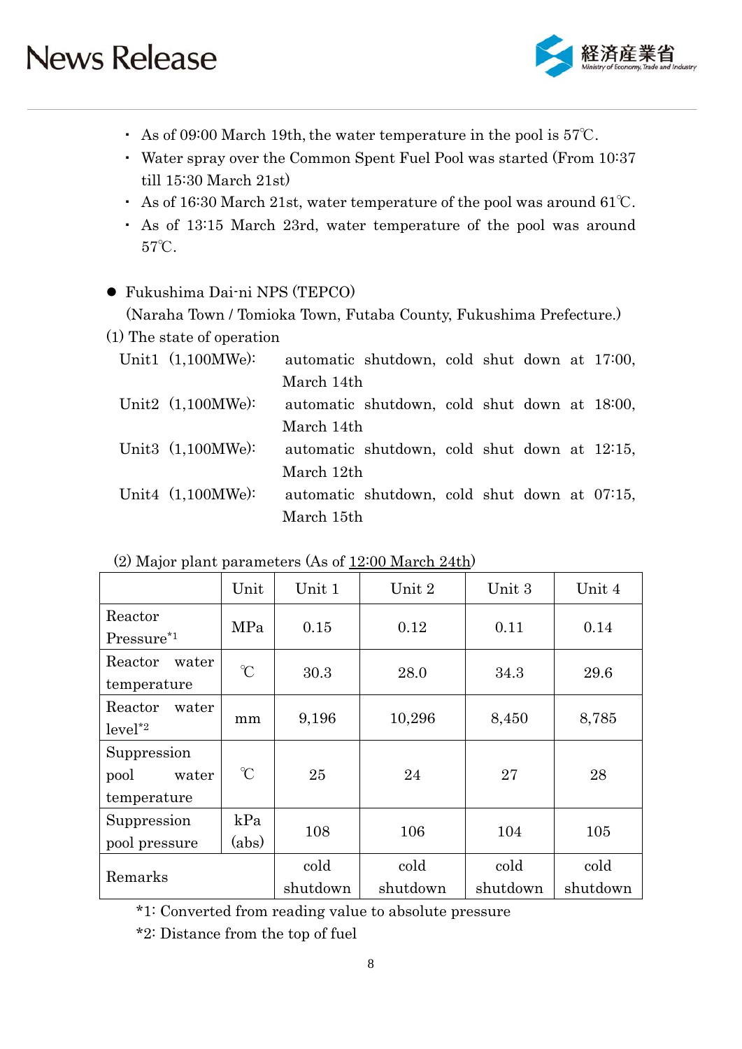- As of 09:00 March 19th, the water temperature in the pool is 57℃.
- Water spray over the Common Spent Fuel Pool was started (From 10:37 till 15:30 March 21st)
- As of 16:30 March 21st, water temperature of the pool was around 61℃.
- As of 13:15 March 23rd, water temperature of the pool was around 57℃.

- Fukushima Dai-ni NPS (TEPCO)
  (Naraha Town / Tomioka Town, Futaba County, Fukushima Prefecture.)

(1) The state of operation

Unit1 (1,100MWe): automatic shutdown, cold shut down at 17:00, March 14th

Unit2 (1,100MWe): automatic shutdown, cold shut down at 18:00, March 14th

Unit3 (1,100MWe): automatic shutdown, cold shut down at 12:15, March 12th

Unit4 (1,100MWe): automatic shutdown, cold shut down at 07:15, March 15th

(2) Major plant parameters (As of 12:00 March 24th)

| | Unit | Unit 1 | Unit 2 | Unit 3 | Unit 4 |
|---|---|---|---|---|---|
| Reactor Pressure*1 | MPa | 0.15 | 0.12 | 0.11 | 0.14 |
| Reactor water temperature | ℃ | 30.3 | 28.0 | 34.3 | 29.6 |
| Reactor water level*2 | mm | 9,196 | 10,296 | 8,450 | 8,785 |
| Suppression pool water temperature | ℃ | 25 | 24 | 27 | 28 |
| Suppression pool pressure | kPa (abs) | 108 | 106 | 104 | 105 |
| Remarks | | cold shutdown | cold shutdown | cold shutdown | cold shutdown |

*1: Converted from reading value to absolute pressure

*2: Distance from the top of fuel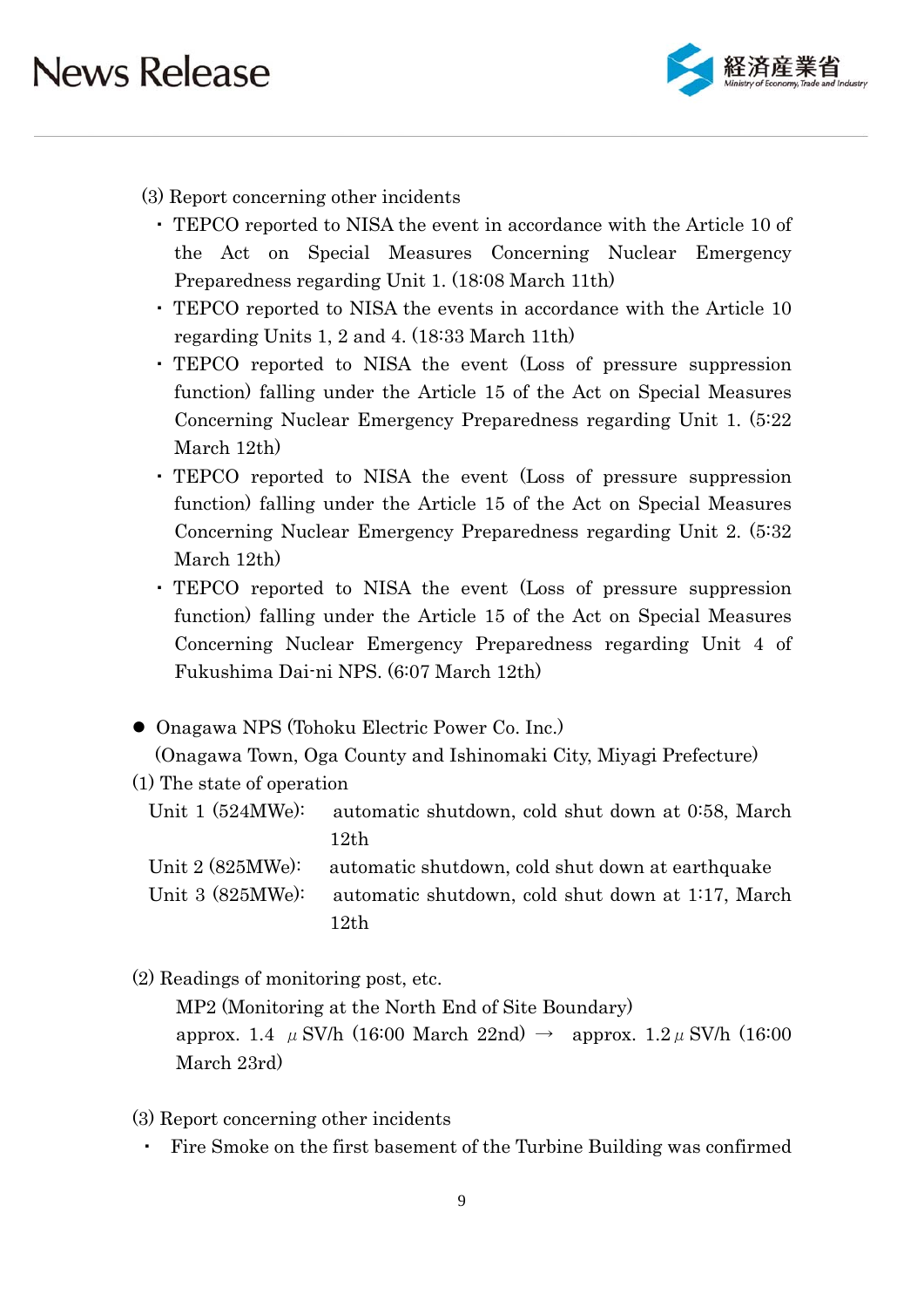(3) Report concerning other incidents

- TEPCO reported to NISA the event in accordance with the Article 10 of the Act on Special Measures Concerning Nuclear Emergency Preparedness regarding Unit 1. (18:08 March 11th)
- TEPCO reported to NISA the events in accordance with the Article 10 regarding Units 1, 2 and 4. (18:33 March 11th)
- TEPCO reported to NISA the event (Loss of pressure suppression function) falling under the Article 15 of the Act on Special Measures Concerning Nuclear Emergency Preparedness regarding Unit 1. (5:22 March 12th)
- TEPCO reported to NISA the event (Loss of pressure suppression function) falling under the Article 15 of the Act on Special Measures Concerning Nuclear Emergency Preparedness regarding Unit 2. (5:32 March 12th)
- TEPCO reported to NISA the event (Loss of pressure suppression function) falling under the Article 15 of the Act on Special Measures Concerning Nuclear Emergency Preparedness regarding Unit 4 of Fukushima Dai-ni NPS. (6:07 March 12th)

- Onagawa NPS (Tohoku Electric Power Co. Inc.)
  (Onagawa Town, Oga County and Ishinomaki City, Miyagi Prefecture)

(1) The state of operation

Unit 1 (524MWe): automatic shutdown, cold shut down at 0:58, March 12th

Unit 2 (825MWe): automatic shutdown, cold shut down at earthquake

Unit 3 (825MWe): automatic shutdown, cold shut down at 1:17, March 12th

(2) Readings of monitoring post, etc.

MP2 (Monitoring at the North End of Site Boundary)
approx. 1.4 μSV/h (16:00 March 22nd) → approx. 1.2μSV/h (16:00 March 23rd)

(3) Report concerning other incidents

- Fire Smoke on the first basement of the Turbine Building was confirmed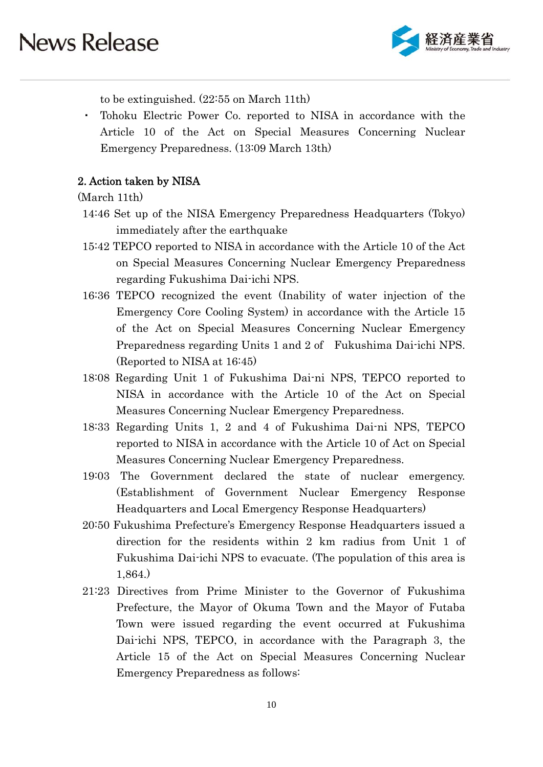to be extinguished. (22:55 on March 11th)

- Tohoku Electric Power Co. reported to NISA in accordance with the Article 10 of the Act on Special Measures Concerning Nuclear Emergency Preparedness. (13:09 March 13th)

## 2. Action taken by NISA

(March 11th)

14:46 Set up of the NISA Emergency Preparedness Headquarters (Tokyo) immediately after the earthquake

15:42 TEPCO reported to NISA in accordance with the Article 10 of the Act on Special Measures Concerning Nuclear Emergency Preparedness regarding Fukushima Dai-ichi NPS.

16:36 TEPCO recognized the event (Inability of water injection of the Emergency Core Cooling System) in accordance with the Article 15 of the Act on Special Measures Concerning Nuclear Emergency Preparedness regarding Units 1 and 2 of Fukushima Dai-ichi NPS. (Reported to NISA at 16:45)

18:08 Regarding Unit 1 of Fukushima Dai-ni NPS, TEPCO reported to NISA in accordance with the Article 10 of the Act on Special Measures Concerning Nuclear Emergency Preparedness.

18:33 Regarding Units 1, 2 and 4 of Fukushima Dai-ni NPS, TEPCO reported to NISA in accordance with the Article 10 of Act on Special Measures Concerning Nuclear Emergency Preparedness.

19:03 The Government declared the state of nuclear emergency. (Establishment of Government Nuclear Emergency Response Headquarters and Local Emergency Response Headquarters)

20:50 Fukushima Prefecture's Emergency Response Headquarters issued a direction for the residents within 2 km radius from Unit 1 of Fukushima Dai-ichi NPS to evacuate. (The population of this area is 1,864.)

21:23 Directives from Prime Minister to the Governor of Fukushima Prefecture, the Mayor of Okuma Town and the Mayor of Futaba Town were issued regarding the event occurred at Fukushima Dai-ichi NPS, TEPCO, in accordance with the Paragraph 3, the Article 15 of the Act on Special Measures Concerning Nuclear Emergency Preparedness as follows: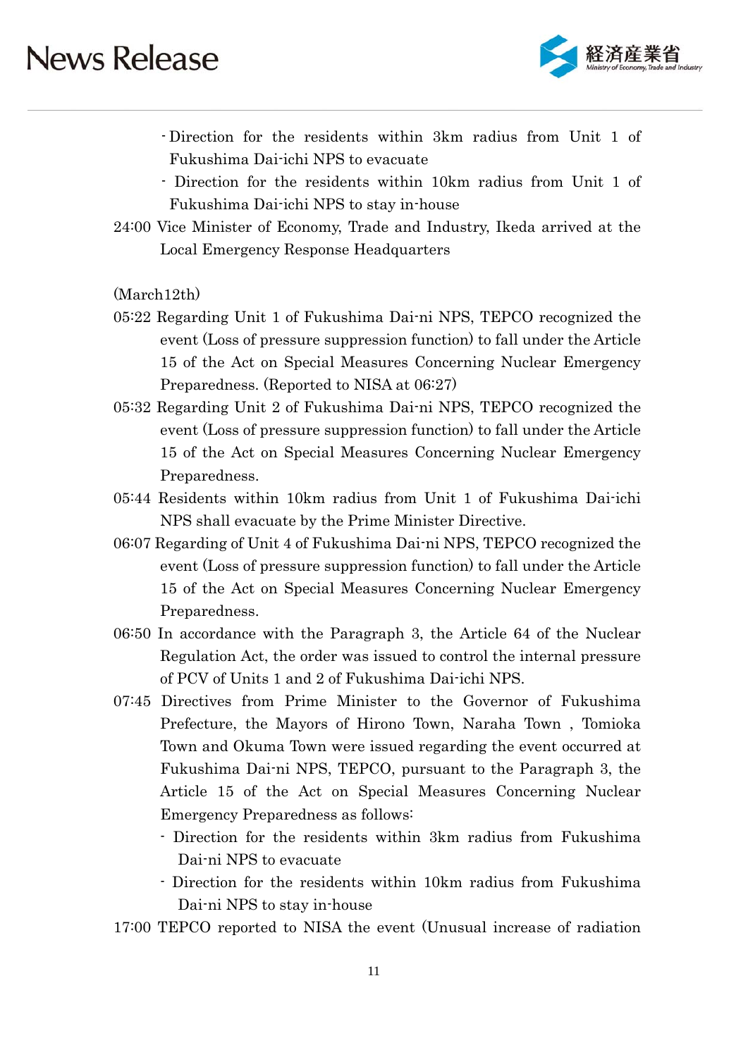- Direction for the residents within 3km radius from Unit 1 of Fukushima Dai-ichi NPS to evacuate
- Direction for the residents within 10km radius from Unit 1 of Fukushima Dai-ichi NPS to stay in-house

24:00 Vice Minister of Economy, Trade and Industry, Ikeda arrived at the Local Emergency Response Headquarters

(March12th)

05:22 Regarding Unit 1 of Fukushima Dai-ni NPS, TEPCO recognized the event (Loss of pressure suppression function) to fall under the Article 15 of the Act on Special Measures Concerning Nuclear Emergency Preparedness. (Reported to NISA at 06:27)

05:32 Regarding Unit 2 of Fukushima Dai-ni NPS, TEPCO recognized the event (Loss of pressure suppression function) to fall under the Article 15 of the Act on Special Measures Concerning Nuclear Emergency Preparedness.

05:44 Residents within 10km radius from Unit 1 of Fukushima Dai-ichi NPS shall evacuate by the Prime Minister Directive.

06:07 Regarding of Unit 4 of Fukushima Dai-ni NPS, TEPCO recognized the event (Loss of pressure suppression function) to fall under the Article 15 of the Act on Special Measures Concerning Nuclear Emergency Preparedness.

06:50 In accordance with the Paragraph 3, the Article 64 of the Nuclear Regulation Act, the order was issued to control the internal pressure of PCV of Units 1 and 2 of Fukushima Dai-ichi NPS.

07:45 Directives from Prime Minister to the Governor of Fukushima Prefecture, the Mayors of Hirono Town, Naraha Town , Tomioka Town and Okuma Town were issued regarding the event occurred at Fukushima Dai-ni NPS, TEPCO, pursuant to the Paragraph 3, the Article 15 of the Act on Special Measures Concerning Nuclear Emergency Preparedness as follows:

- Direction for the residents within 3km radius from Fukushima Dai-ni NPS to evacuate
- Direction for the residents within 10km radius from Fukushima Dai-ni NPS to stay in-house

17:00 TEPCO reported to NISA the event (Unusual increase of radiation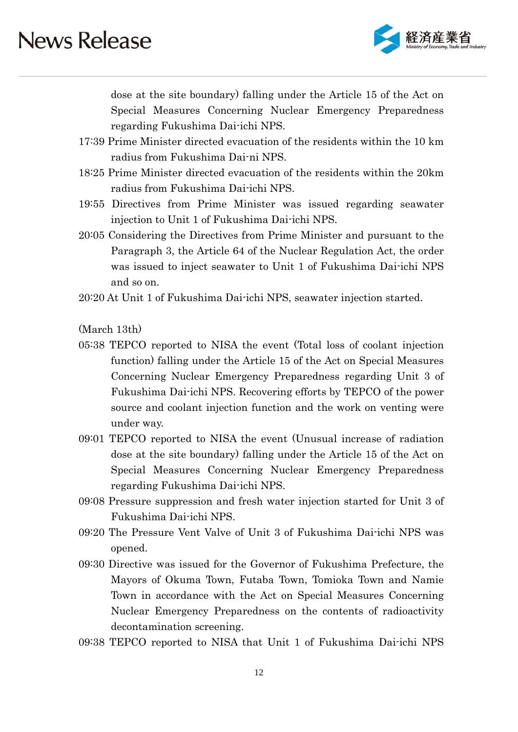dose at the site boundary) falling under the Article 15 of the Act on Special Measures Concerning Nuclear Emergency Preparedness regarding Fukushima Dai-ichi NPS.

17:39 Prime Minister directed evacuation of the residents within the 10 km radius from Fukushima Dai-ni NPS.

18:25 Prime Minister directed evacuation of the residents within the 20km radius from Fukushima Dai-ichi NPS.

19:55 Directives from Prime Minister was issued regarding seawater injection to Unit 1 of Fukushima Dai-ichi NPS.

20:05 Considering the Directives from Prime Minister and pursuant to the Paragraph 3, the Article 64 of the Nuclear Regulation Act, the order was issued to inject seawater to Unit 1 of Fukushima Dai-ichi NPS and so on.

20:20 At Unit 1 of Fukushima Dai-ichi NPS, seawater injection started.

(March 13th)

05:38 TEPCO reported to NISA the event (Total loss of coolant injection function) falling under the Article 15 of the Act on Special Measures Concerning Nuclear Emergency Preparedness regarding Unit 3 of Fukushima Dai-ichi NPS. Recovering efforts by TEPCO of the power source and coolant injection function and the work on venting were under way.

09:01 TEPCO reported to NISA the event (Unusual increase of radiation dose at the site boundary) falling under the Article 15 of the Act on Special Measures Concerning Nuclear Emergency Preparedness regarding Fukushima Dai-ichi NPS.

09:08 Pressure suppression and fresh water injection started for Unit 3 of Fukushima Dai-ichi NPS.

09:20 The Pressure Vent Valve of Unit 3 of Fukushima Dai-ichi NPS was opened.

09:30 Directive was issued for the Governor of Fukushima Prefecture, the Mayors of Okuma Town, Futaba Town, Tomioka Town and Namie Town in accordance with the Act on Special Measures Concerning Nuclear Emergency Preparedness on the contents of radioactivity decontamination screening.

09:38 TEPCO reported to NISA that Unit 1 of Fukushima Dai-ichi NPS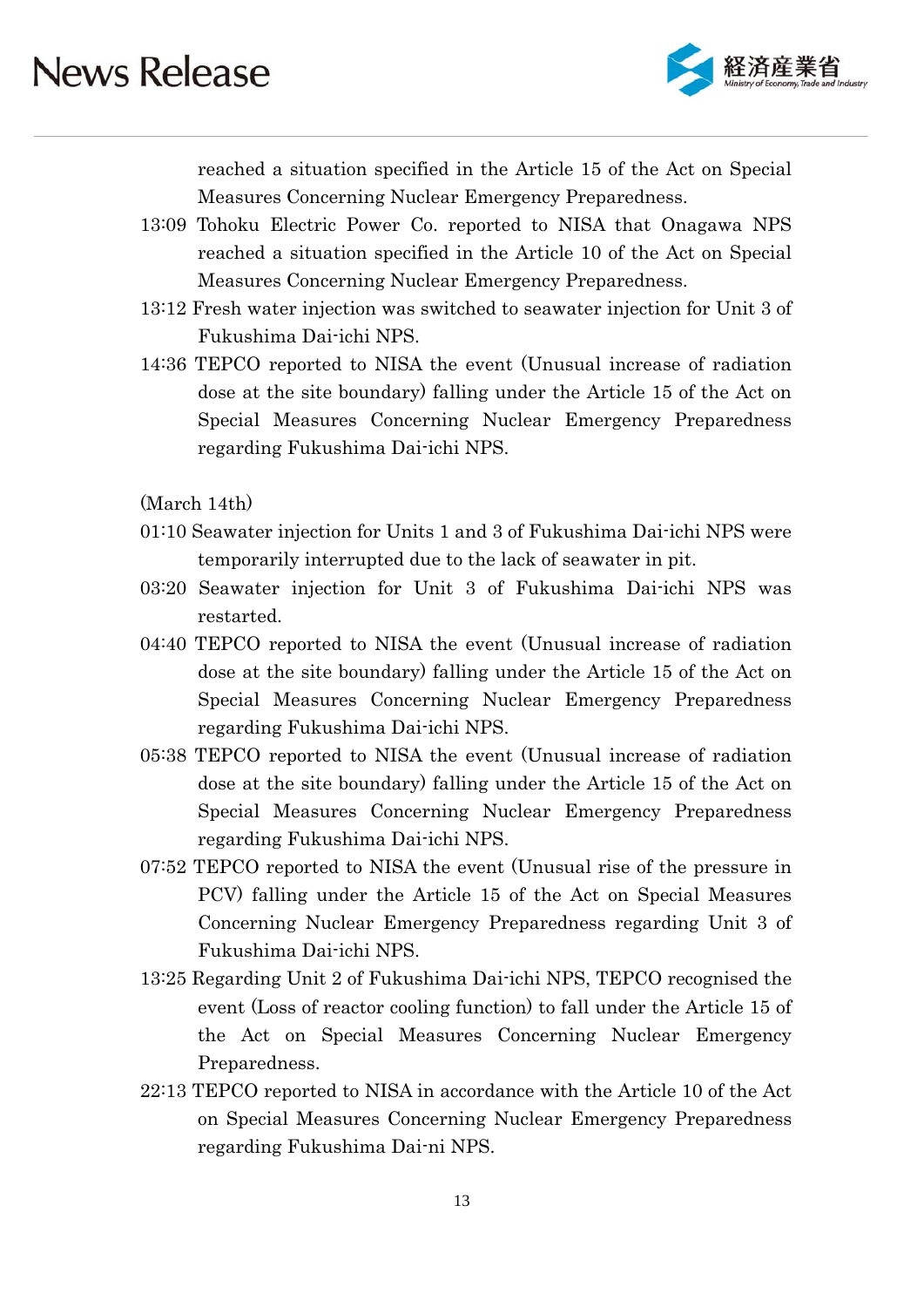reached a situation specified in the Article 15 of the Act on Special Measures Concerning Nuclear Emergency Preparedness.

13:09 Tohoku Electric Power Co. reported to NISA that Onagawa NPS reached a situation specified in the Article 10 of the Act on Special Measures Concerning Nuclear Emergency Preparedness.

13:12 Fresh water injection was switched to seawater injection for Unit 3 of Fukushima Dai-ichi NPS.

14:36 TEPCO reported to NISA the event (Unusual increase of radiation dose at the site boundary) falling under the Article 15 of the Act on Special Measures Concerning Nuclear Emergency Preparedness regarding Fukushima Dai-ichi NPS.

(March 14th)

01:10 Seawater injection for Units 1 and 3 of Fukushima Dai-ichi NPS were temporarily interrupted due to the lack of seawater in pit.

03:20 Seawater injection for Unit 3 of Fukushima Dai-ichi NPS was restarted.

04:40 TEPCO reported to NISA the event (Unusual increase of radiation dose at the site boundary) falling under the Article 15 of the Act on Special Measures Concerning Nuclear Emergency Preparedness regarding Fukushima Dai-ichi NPS.

05:38 TEPCO reported to NISA the event (Unusual increase of radiation dose at the site boundary) falling under the Article 15 of the Act on Special Measures Concerning Nuclear Emergency Preparedness regarding Fukushima Dai-ichi NPS.

07:52 TEPCO reported to NISA the event (Unusual rise of the pressure in PCV) falling under the Article 15 of the Act on Special Measures Concerning Nuclear Emergency Preparedness regarding Unit 3 of Fukushima Dai-ichi NPS.

13:25 Regarding Unit 2 of Fukushima Dai-ichi NPS, TEPCO recognised the event (Loss of reactor cooling function) to fall under the Article 15 of the Act on Special Measures Concerning Nuclear Emergency Preparedness.

22:13 TEPCO reported to NISA in accordance with the Article 10 of the Act on Special Measures Concerning Nuclear Emergency Preparedness regarding Fukushima Dai-ni NPS.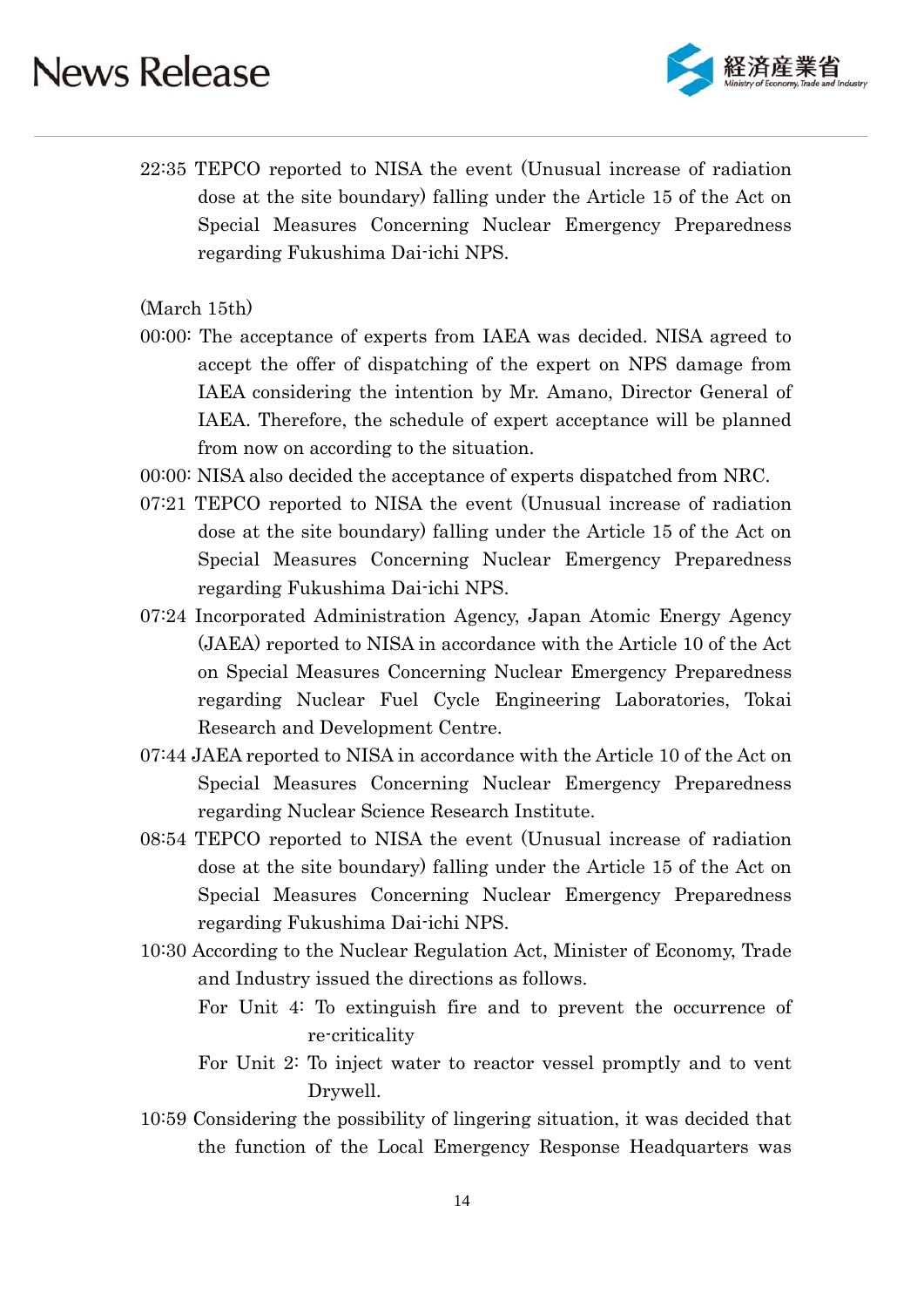22:35 TEPCO reported to NISA the event (Unusual increase of radiation dose at the site boundary) falling under the Article 15 of the Act on Special Measures Concerning Nuclear Emergency Preparedness regarding Fukushima Dai-ichi NPS.

(March 15th)

00:00: The acceptance of experts from IAEA was decided. NISA agreed to accept the offer of dispatching of the expert on NPS damage from IAEA considering the intention by Mr. Amano, Director General of IAEA. Therefore, the schedule of expert acceptance will be planned from now on according to the situation.

00:00: NISA also decided the acceptance of experts dispatched from NRC.

07:21 TEPCO reported to NISA the event (Unusual increase of radiation dose at the site boundary) falling under the Article 15 of the Act on Special Measures Concerning Nuclear Emergency Preparedness regarding Fukushima Dai-ichi NPS.

07:24 Incorporated Administration Agency, Japan Atomic Energy Agency (JAEA) reported to NISA in accordance with the Article 10 of the Act on Special Measures Concerning Nuclear Emergency Preparedness regarding Nuclear Fuel Cycle Engineering Laboratories, Tokai Research and Development Centre.

07:44 JAEA reported to NISA in accordance with the Article 10 of the Act on Special Measures Concerning Nuclear Emergency Preparedness regarding Nuclear Science Research Institute.

08:54 TEPCO reported to NISA the event (Unusual increase of radiation dose at the site boundary) falling under the Article 15 of the Act on Special Measures Concerning Nuclear Emergency Preparedness regarding Fukushima Dai-ichi NPS.

10:30 According to the Nuclear Regulation Act, Minister of Economy, Trade and Industry issued the directions as follows.

For Unit 4: To extinguish fire and to prevent the occurrence of re-criticality

For Unit 2: To inject water to reactor vessel promptly and to vent Drywell.

10:59 Considering the possibility of lingering situation, it was decided that the function of the Local Emergency Response Headquarters was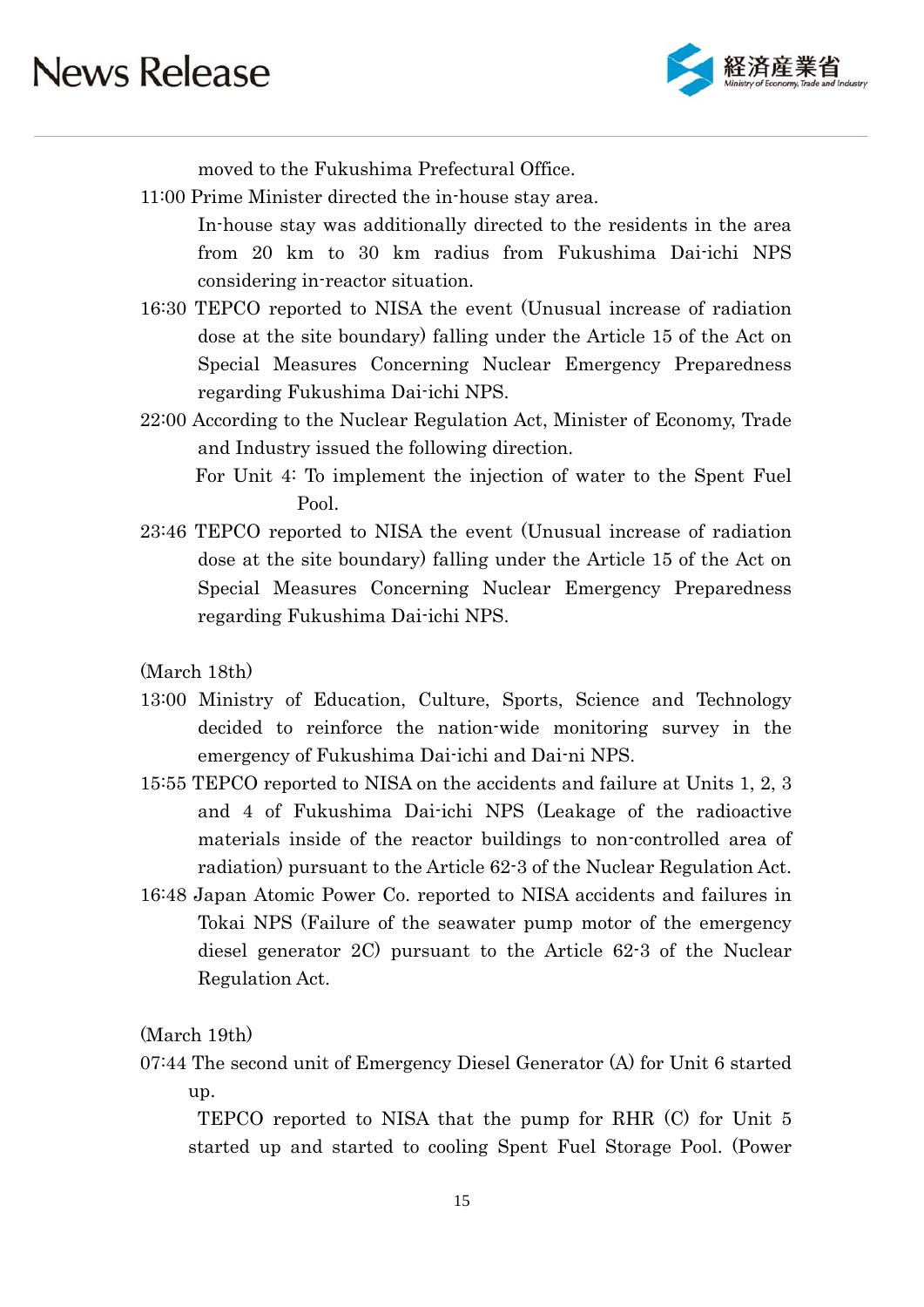moved to the Fukushima Prefectural Office.

11:00 Prime Minister directed the in-house stay area.

In-house stay was additionally directed to the residents in the area from 20 km to 30 km radius from Fukushima Dai-ichi NPS considering in-reactor situation.

16:30 TEPCO reported to NISA the event (Unusual increase of radiation dose at the site boundary) falling under the Article 15 of the Act on Special Measures Concerning Nuclear Emergency Preparedness regarding Fukushima Dai-ichi NPS.

22:00 According to the Nuclear Regulation Act, Minister of Economy, Trade and Industry issued the following direction.

For Unit 4: To implement the injection of water to the Spent Fuel Pool.

23:46 TEPCO reported to NISA the event (Unusual increase of radiation dose at the site boundary) falling under the Article 15 of the Act on Special Measures Concerning Nuclear Emergency Preparedness regarding Fukushima Dai-ichi NPS.

(March 18th)

13:00 Ministry of Education, Culture, Sports, Science and Technology decided to reinforce the nation-wide monitoring survey in the emergency of Fukushima Dai-ichi and Dai-ni NPS.

15:55 TEPCO reported to NISA on the accidents and failure at Units 1, 2, 3 and 4 of Fukushima Dai-ichi NPS (Leakage of the radioactive materials inside of the reactor buildings to non-controlled area of radiation) pursuant to the Article 62-3 of the Nuclear Regulation Act.

16:48 Japan Atomic Power Co. reported to NISA accidents and failures in Tokai NPS (Failure of the seawater pump motor of the emergency diesel generator 2C) pursuant to the Article 62-3 of the Nuclear Regulation Act.

(March 19th)

07:44 The second unit of Emergency Diesel Generator (A) for Unit 6 started up.

TEPCO reported to NISA that the pump for RHR (C) for Unit 5 started up and started to cooling Spent Fuel Storage Pool. (Power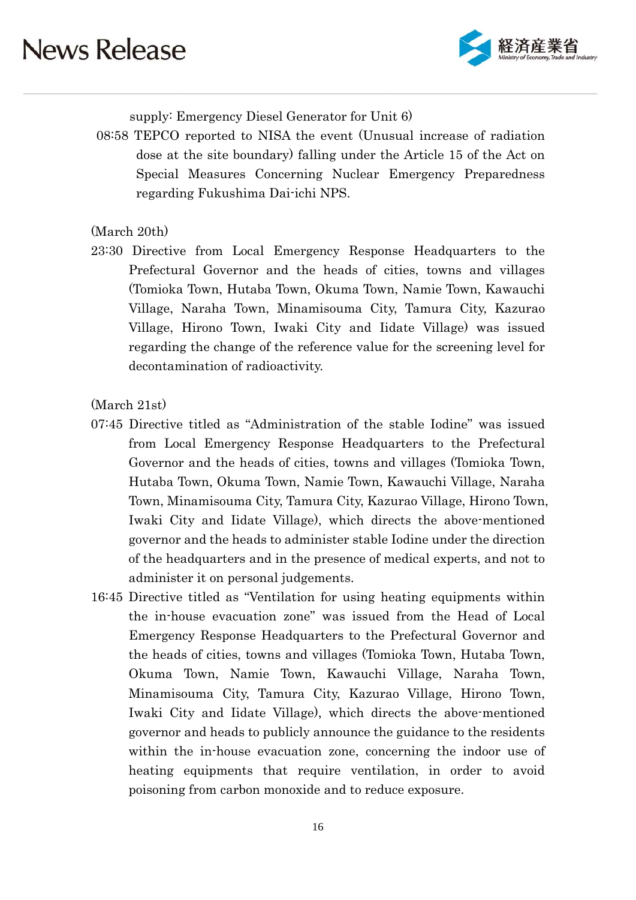supply: Emergency Diesel Generator for Unit 6)

08:58 TEPCO reported to NISA the event (Unusual increase of radiation dose at the site boundary) falling under the Article 15 of the Act on Special Measures Concerning Nuclear Emergency Preparedness regarding Fukushima Dai-ichi NPS.

(March 20th)

23:30 Directive from Local Emergency Response Headquarters to the Prefectural Governor and the heads of cities, towns and villages (Tomioka Town, Hutaba Town, Okuma Town, Namie Town, Kawauchi Village, Naraha Town, Minamisouma City, Tamura City, Kazurao Village, Hirono Town, Iwaki City and Iidate Village) was issued regarding the change of the reference value for the screening level for decontamination of radioactivity.

(March 21st)

07:45 Directive titled as "Administration of the stable Iodine" was issued from Local Emergency Response Headquarters to the Prefectural Governor and the heads of cities, towns and villages (Tomioka Town, Hutaba Town, Okuma Town, Namie Town, Kawauchi Village, Naraha Town, Minamisouma City, Tamura City, Kazurao Village, Hirono Town, Iwaki City and Iidate Village), which directs the above-mentioned governor and the heads to administer stable Iodine under the direction of the headquarters and in the presence of medical experts, and not to administer it on personal judgements.

16:45 Directive titled as "Ventilation for using heating equipments within the in-house evacuation zone" was issued from the Head of Local Emergency Response Headquarters to the Prefectural Governor and the heads of cities, towns and villages (Tomioka Town, Hutaba Town, Okuma Town, Namie Town, Kawauchi Village, Naraha Town, Minamisouma City, Tamura City, Kazurao Village, Hirono Town, Iwaki City and Iidate Village), which directs the above-mentioned governor and heads to publicly announce the guidance to the residents within the in-house evacuation zone, concerning the indoor use of heating equipments that require ventilation, in order to avoid poisoning from carbon monoxide and to reduce exposure.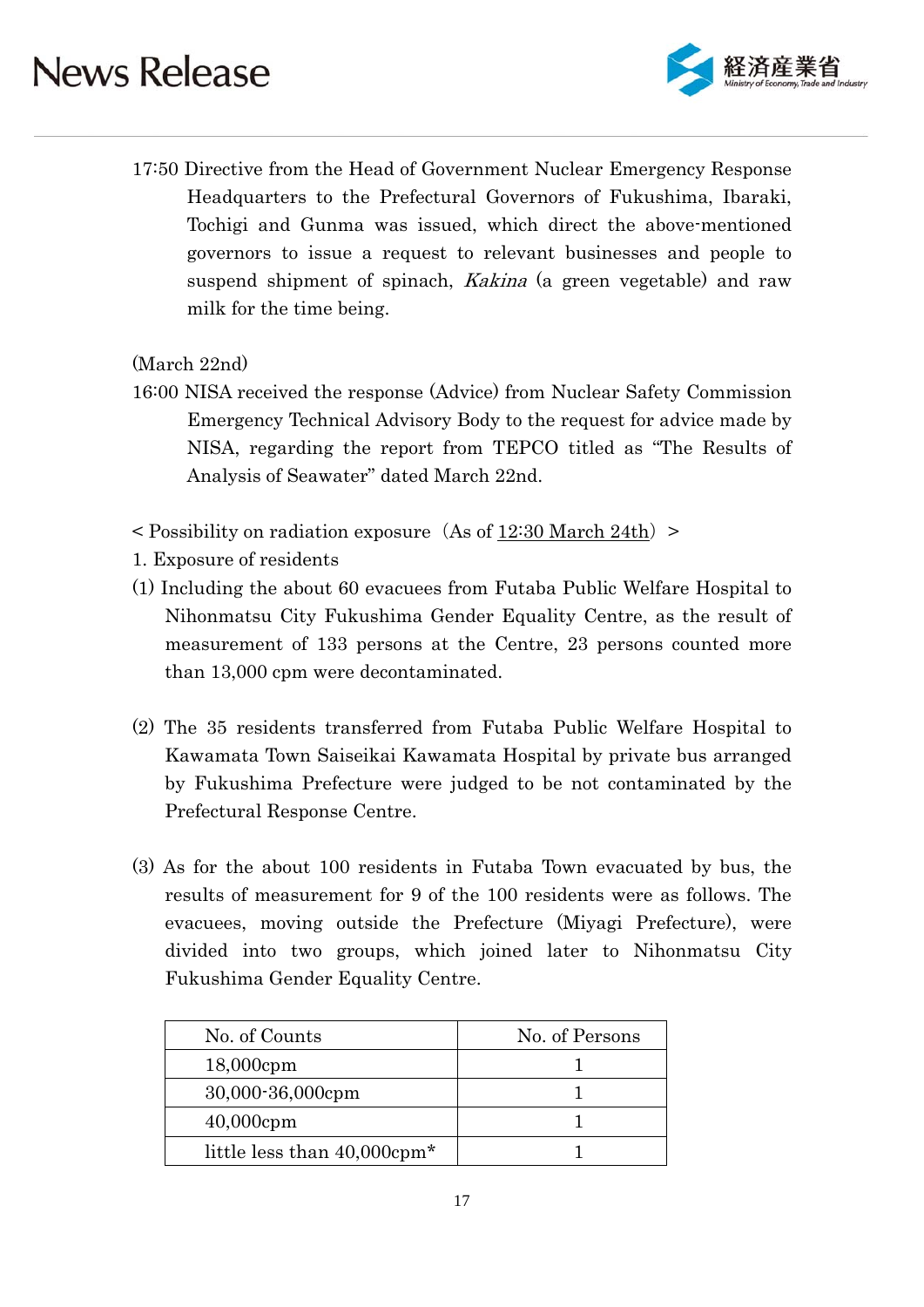17:50 Directive from the Head of Government Nuclear Emergency Response Headquarters to the Prefectural Governors of Fukushima, Ibaraki, Tochigi and Gunma was issued, which direct the above-mentioned governors to issue a request to relevant businesses and people to suspend shipment of spinach, *Kakina* (a green vegetable) and raw milk for the time being.

(March 22nd)

16:00 NISA received the response (Advice) from Nuclear Safety Commission Emergency Technical Advisory Body to the request for advice made by NISA, regarding the report from TEPCO titled as "The Results of Analysis of Seawater" dated March 22nd.

< Possibility on radiation exposure (As of <u>12:30 March 24th</u>) >

1. Exposure of residents

(1) Including the about 60 evacuees from Futaba Public Welfare Hospital to Nihonmatsu City Fukushima Gender Equality Centre, as the result of measurement of 133 persons at the Centre, 23 persons counted more than 13,000 cpm were decontaminated.

(2) The 35 residents transferred from Futaba Public Welfare Hospital to Kawamata Town Saiseikai Kawamata Hospital by private bus arranged by Fukushima Prefecture were judged to be not contaminated by the Prefectural Response Centre.

(3) As for the about 100 residents in Futaba Town evacuated by bus, the results of measurement for 9 of the 100 residents were as follows. The evacuees, moving outside the Prefecture (Miyagi Prefecture), were divided into two groups, which joined later to Nihonmatsu City Fukushima Gender Equality Centre.

| No. of Counts | No. of Persons |
|---|---|
| 18,000cpm | 1 |
| 30,000-36,000cpm | 1 |
| 40,000cpm | 1 |
| little less than 40,000cpm* | 1 |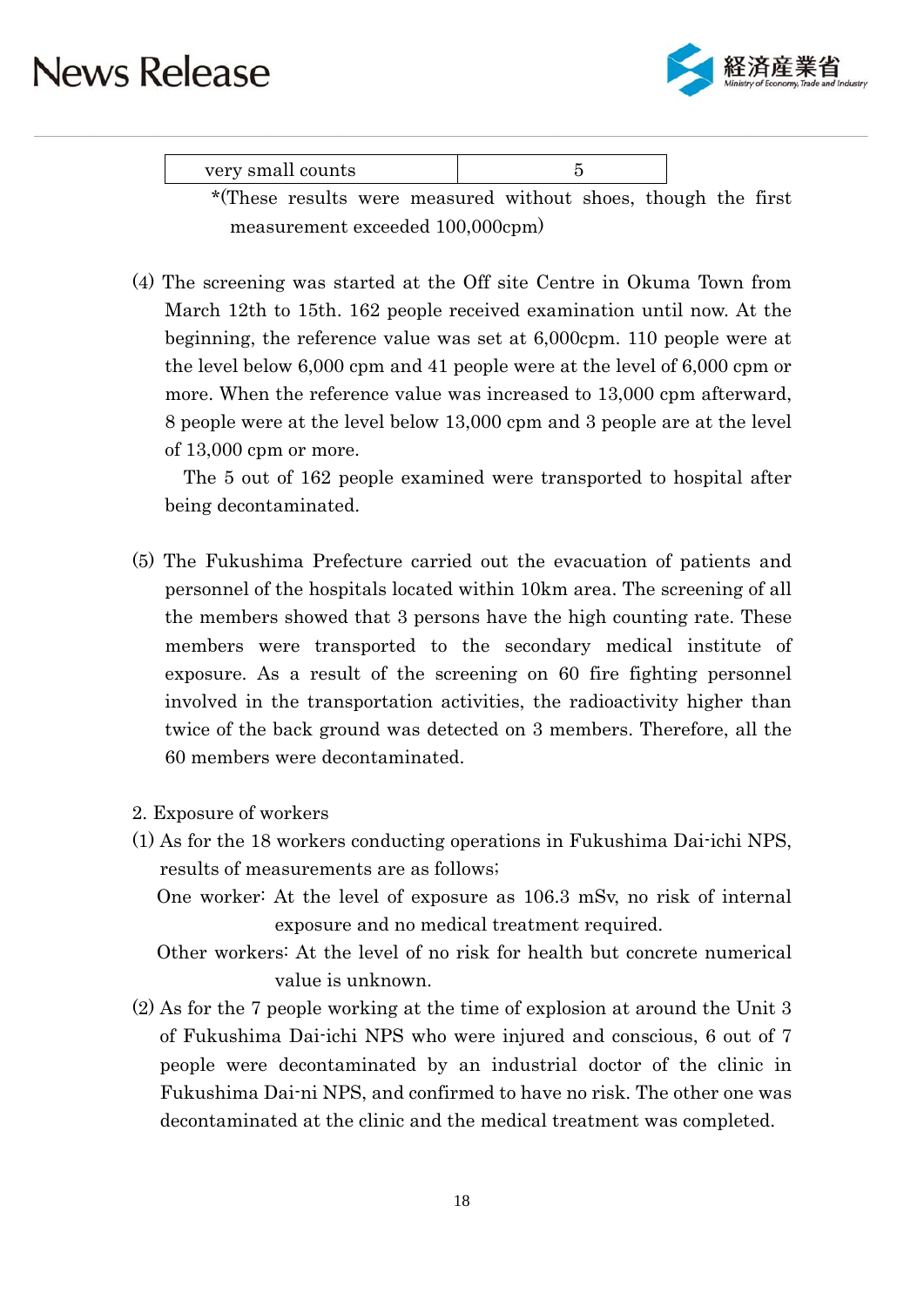| very small counts | 5 |
|---|---|

*(These results were measured without shoes, though the first measurement exceeded 100,000cpm)

(4) The screening was started at the Off site Centre in Okuma Town from March 12th to 15th. 162 people received examination until now. At the beginning, the reference value was set at 6,000cpm. 110 people were at the level below 6,000 cpm and 41 people were at the level of 6,000 cpm or more. When the reference value was increased to 13,000 cpm afterward, 8 people were at the level below 13,000 cpm and 3 people are at the level of 13,000 cpm or more.

The 5 out of 162 people examined were transported to hospital after being decontaminated.

(5) The Fukushima Prefecture carried out the evacuation of patients and personnel of the hospitals located within 10km area. The screening of all the members showed that 3 persons have the high counting rate. These members were transported to the secondary medical institute of exposure. As a result of the screening on 60 fire fighting personnel involved in the transportation activities, the radioactivity higher than twice of the back ground was detected on 3 members. Therefore, all the 60 members were decontaminated.

2. Exposure of workers

(1) As for the 18 workers conducting operations in Fukushima Dai-ichi NPS, results of measurements are as follows;

One worker: At the level of exposure as 106.3 mSv, no risk of internal exposure and no medical treatment required.

Other workers: At the level of no risk for health but concrete numerical value is unknown.

(2) As for the 7 people working at the time of explosion at around the Unit 3 of Fukushima Dai-ichi NPS who were injured and conscious, 6 out of 7 people were decontaminated by an industrial doctor of the clinic in Fukushima Dai-ni NPS, and confirmed to have no risk. The other one was decontaminated at the clinic and the medical treatment was completed.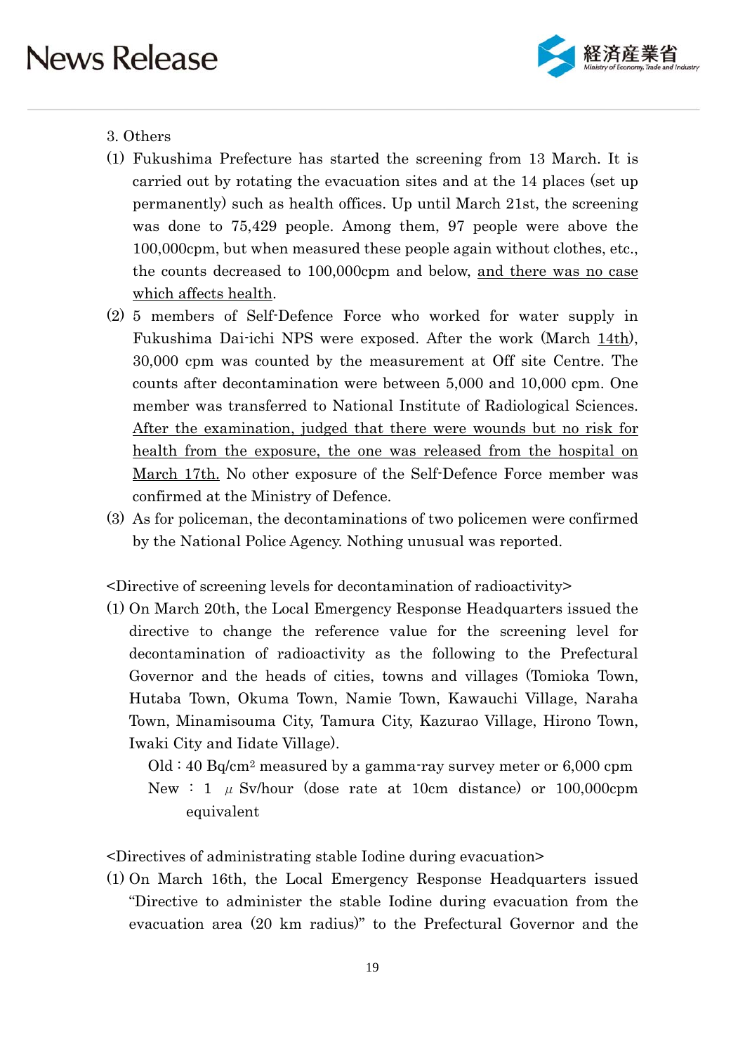3. Others

(1) Fukushima Prefecture has started the screening from 13 March. It is carried out by rotating the evacuation sites and at the 14 places (set up permanently) such as health offices. Up until March 21st, the screening was done to 75,429 people. Among them, 97 people were above the 100,000cpm, but when measured these people again without clothes, etc., the counts decreased to 100,000cpm and below, <u>and there was no case which affects health</u>.

(2) 5 members of Self-Defence Force who worked for water supply in Fukushima Dai-ichi NPS were exposed. After the work (March <u>14th</u>), 30,000 cpm was counted by the measurement at Off site Centre. The counts after decontamination were between 5,000 and 10,000 cpm. One member was transferred to National Institute of Radiological Sciences. <u>After the examination, judged that there were wounds but no risk for health from the exposure, the one was released from the hospital on March 17th.</u> No other exposure of the Self-Defence Force member was confirmed at the Ministry of Defence.

(3) As for policeman, the decontaminations of two policemen were confirmed by the National Police Agency. Nothing unusual was reported.

<Directive of screening levels for decontamination of radioactivity>

(1) On March 20th, the Local Emergency Response Headquarters issued the directive to change the reference value for the screening level for decontamination of radioactivity as the following to the Prefectural Governor and the heads of cities, towns and villages (Tomioka Town, Hutaba Town, Okuma Town, Namie Town, Kawauchi Village, Naraha Town, Minamisouma City, Tamura City, Kazurao Village, Hirono Town, Iwaki City and Iidate Village).

Old : 40 Bq/cm$^2$ measured by a gamma-ray survey meter or 6,000 cpm
New : 1 $\mu$ Sv/hour (dose rate at 10cm distance) or 100,000cpm equivalent

<Directives of administrating stable Iodine during evacuation>

(1) On March 16th, the Local Emergency Response Headquarters issued "Directive to administer the stable Iodine during evacuation from the evacuation area (20 km radius)" to the Prefectural Governor and the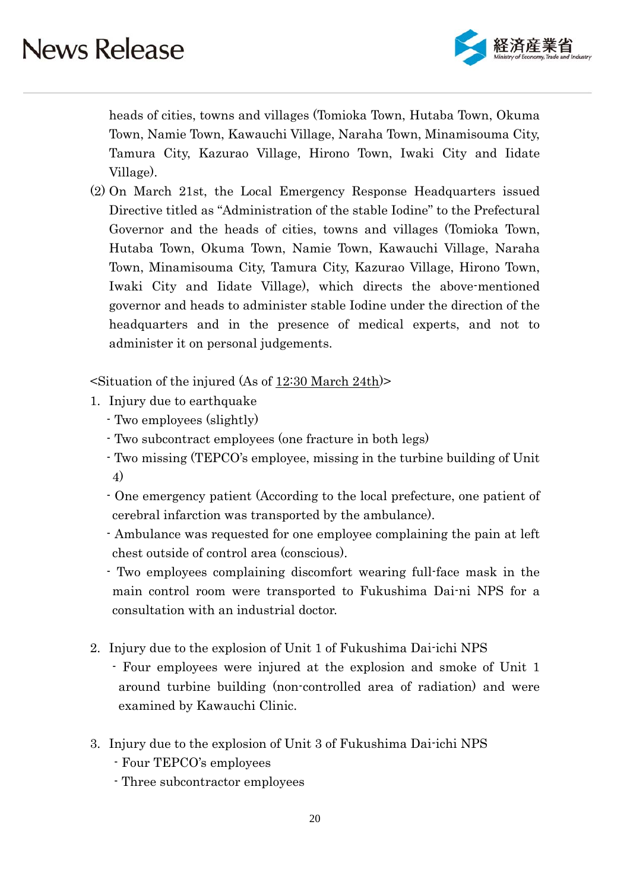heads of cities, towns and villages (Tomioka Town, Hutaba Town, Okuma Town, Namie Town, Kawauchi Village, Naraha Town, Minamisouma City, Tamura City, Kazurao Village, Hirono Town, Iwaki City and Iidate Village).

(2) On March 21st, the Local Emergency Response Headquarters issued Directive titled as "Administration of the stable Iodine" to the Prefectural Governor and the heads of cities, towns and villages (Tomioka Town, Hutaba Town, Okuma Town, Namie Town, Kawauchi Village, Naraha Town, Minamisouma City, Tamura City, Kazurao Village, Hirono Town, Iwaki City and Iidate Village), which directs the above-mentioned governor and heads to administer stable Iodine under the direction of the headquarters and in the presence of medical experts, and not to administer it on personal judgements.

<Situation of the injured (As of 12:30 March 24th)>

1. Injury due to earthquake
   - Two employees (slightly)
   - Two subcontract employees (one fracture in both legs)
   - Two missing (TEPCO's employee, missing in the turbine building of Unit 4)
   - One emergency patient (According to the local prefecture, one patient of cerebral infarction was transported by the ambulance).
   - Ambulance was requested for one employee complaining the pain at left chest outside of control area (conscious).
   - Two employees complaining discomfort wearing full-face mask in the main control room were transported to Fukushima Dai-ni NPS for a consultation with an industrial doctor.

2. Injury due to the explosion of Unit 1 of Fukushima Dai-ichi NPS
   - Four employees were injured at the explosion and smoke of Unit 1 around turbine building (non-controlled area of radiation) and were examined by Kawauchi Clinic.

3. Injury due to the explosion of Unit 3 of Fukushima Dai-ichi NPS
   - Four TEPCO's employees
   - Three subcontractor employees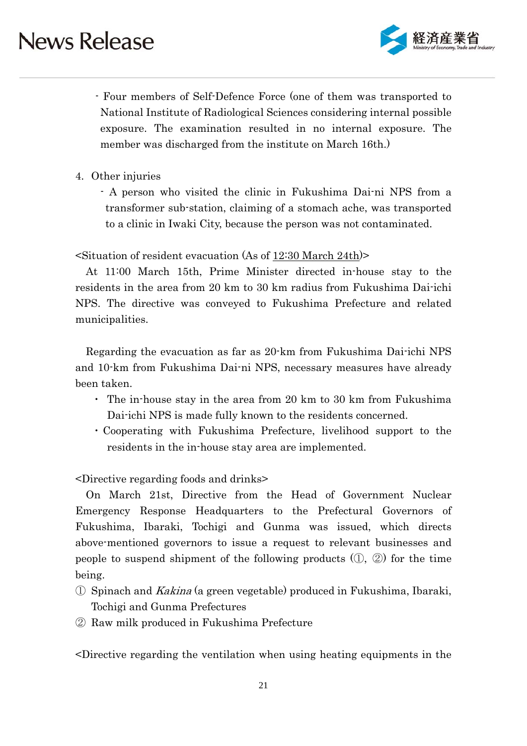- Four members of Self-Defence Force (one of them was transported to National Institute of Radiological Sciences considering internal possible exposure. The examination resulted in no internal exposure. The member was discharged from the institute on March 16th.)

4. Other injuries
   - A person who visited the clinic in Fukushima Dai-ni NPS from a transformer sub-station, claiming of a stomach ache, was transported to a clinic in Iwaki City, because the person was not contaminated.

<Situation of resident evacuation (As of 12:30 March 24th)>

At 11:00 March 15th, Prime Minister directed in-house stay to the residents in the area from 20 km to 30 km radius from Fukushima Dai-ichi NPS. The directive was conveyed to Fukushima Prefecture and related municipalities.

Regarding the evacuation as far as 20-km from Fukushima Dai-ichi NPS and 10-km from Fukushima Dai-ni NPS, necessary measures have already been taken.

- The in-house stay in the area from 20 km to 30 km from Fukushima Dai-ichi NPS is made fully known to the residents concerned.
- Cooperating with Fukushima Prefecture, livelihood support to the residents in the in-house stay area are implemented.

<Directive regarding foods and drinks>

On March 21st, Directive from the Head of Government Nuclear Emergency Response Headquarters to the Prefectural Governors of Fukushima, Ibaraki, Tochigi and Gunma was issued, which directs above-mentioned governors to issue a request to relevant businesses and people to suspend shipment of the following products (①, ②) for the time being.

① Spinach and *Kakina* (a green vegetable) produced in Fukushima, Ibaraki, Tochigi and Gunma Prefectures

② Raw milk produced in Fukushima Prefecture

<Directive regarding the ventilation when using heating equipments in the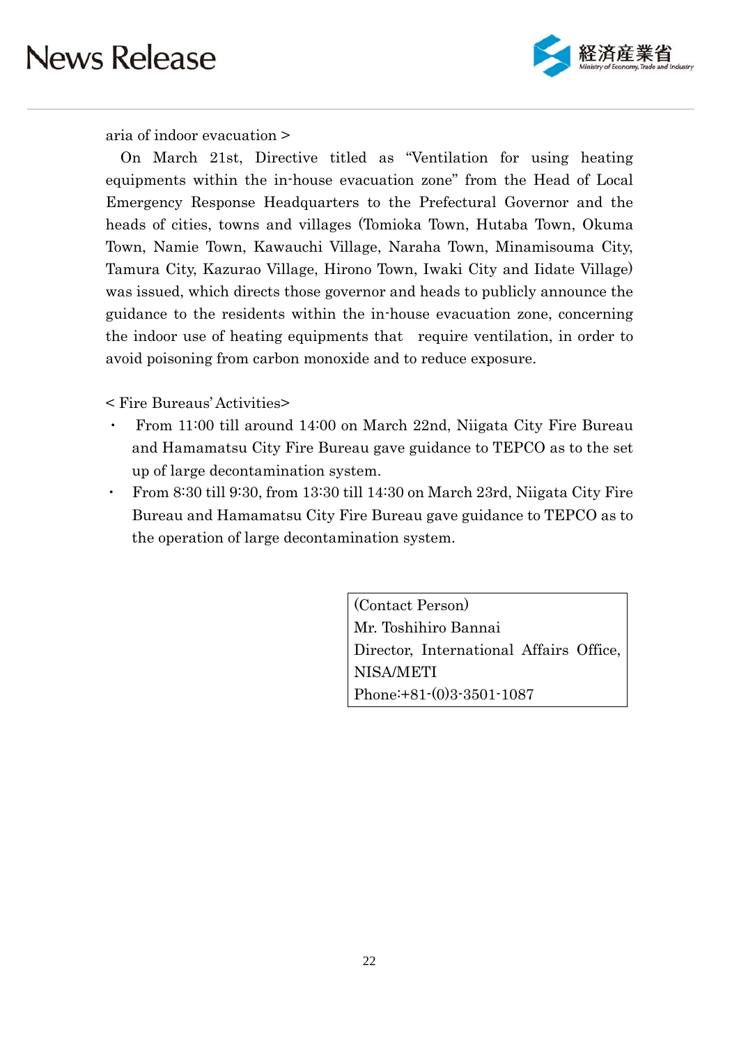aria of indoor evacuation >

On March 21st, Directive titled as "Ventilation for using heating equipments within the in-house evacuation zone" from the Head of Local Emergency Response Headquarters to the Prefectural Governor and the heads of cities, towns and villages (Tomioka Town, Hutaba Town, Okuma Town, Namie Town, Kawauchi Village, Naraha Town, Minamisouma City, Tamura City, Kazurao Village, Hirono Town, Iwaki City and Iidate Village) was issued, which directs those governor and heads to publicly announce the guidance to the residents within the in-house evacuation zone, concerning the indoor use of heating equipments that require ventilation, in order to avoid poisoning from carbon monoxide and to reduce exposure.

< Fire Bureaus' Activities>

- From 11:00 till around 14:00 on March 22nd, Niigata City Fire Bureau and Hamamatsu City Fire Bureau gave guidance to TEPCO as to the set up of large decontamination system.
- From 8:30 till 9:30, from 13:30 till 14:30 on March 23rd, Niigata City Fire Bureau and Hamamatsu City Fire Bureau gave guidance to TEPCO as to the operation of large decontamination system.

(Contact Person)
Mr. Toshihiro Bannai
Director, International Affairs Office, NISA/METI
Phone:+81-(0)3-3501-1087